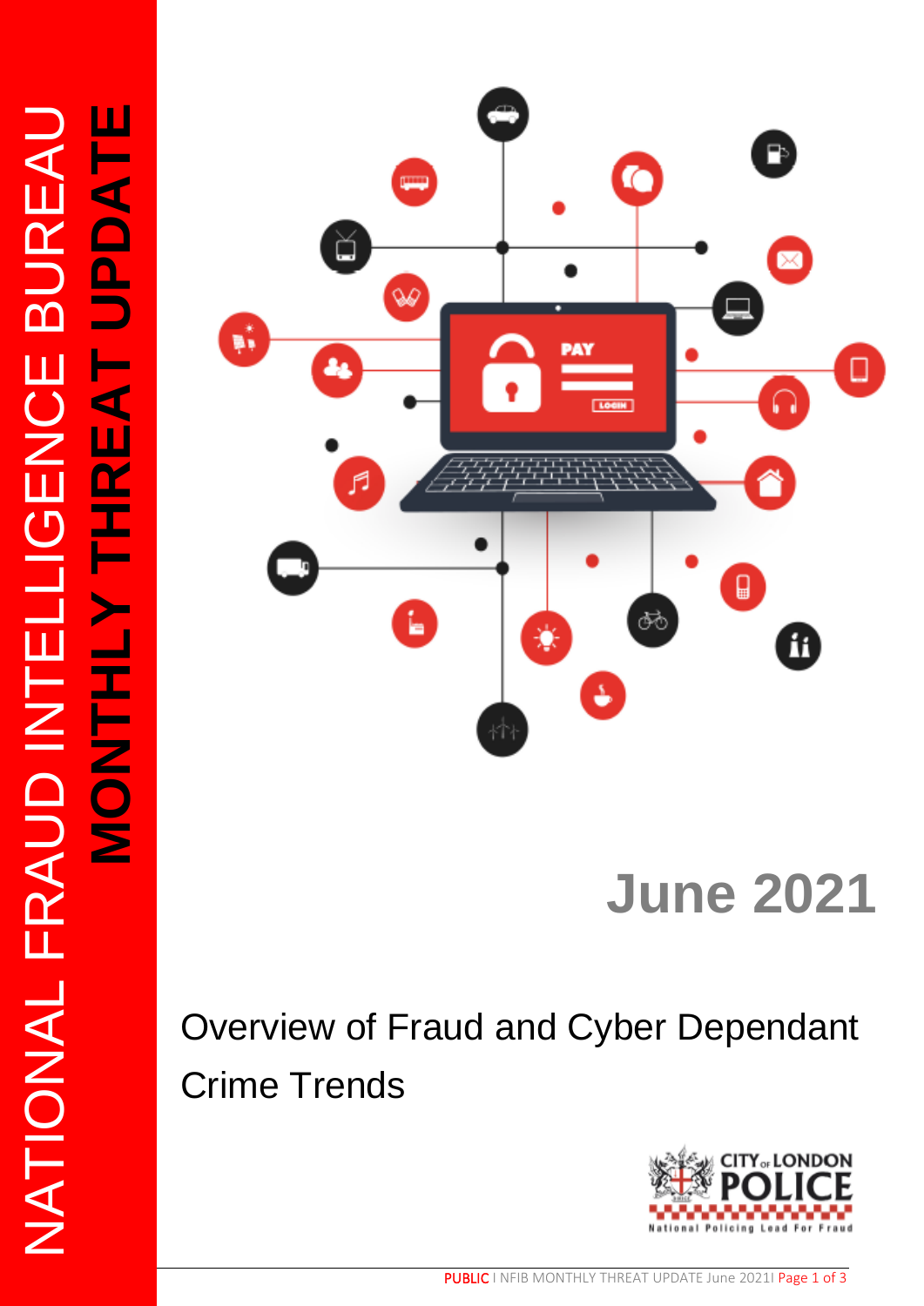# NATIONAL FRAUD INTELLIGENCE BUREAU

# MONTHLY THREAT UPDATE

## June 2021

Overview of Fraud and Cyber Dependant Crime Trends

CITY of LONDON POLICE

National Policing Lead For Fraud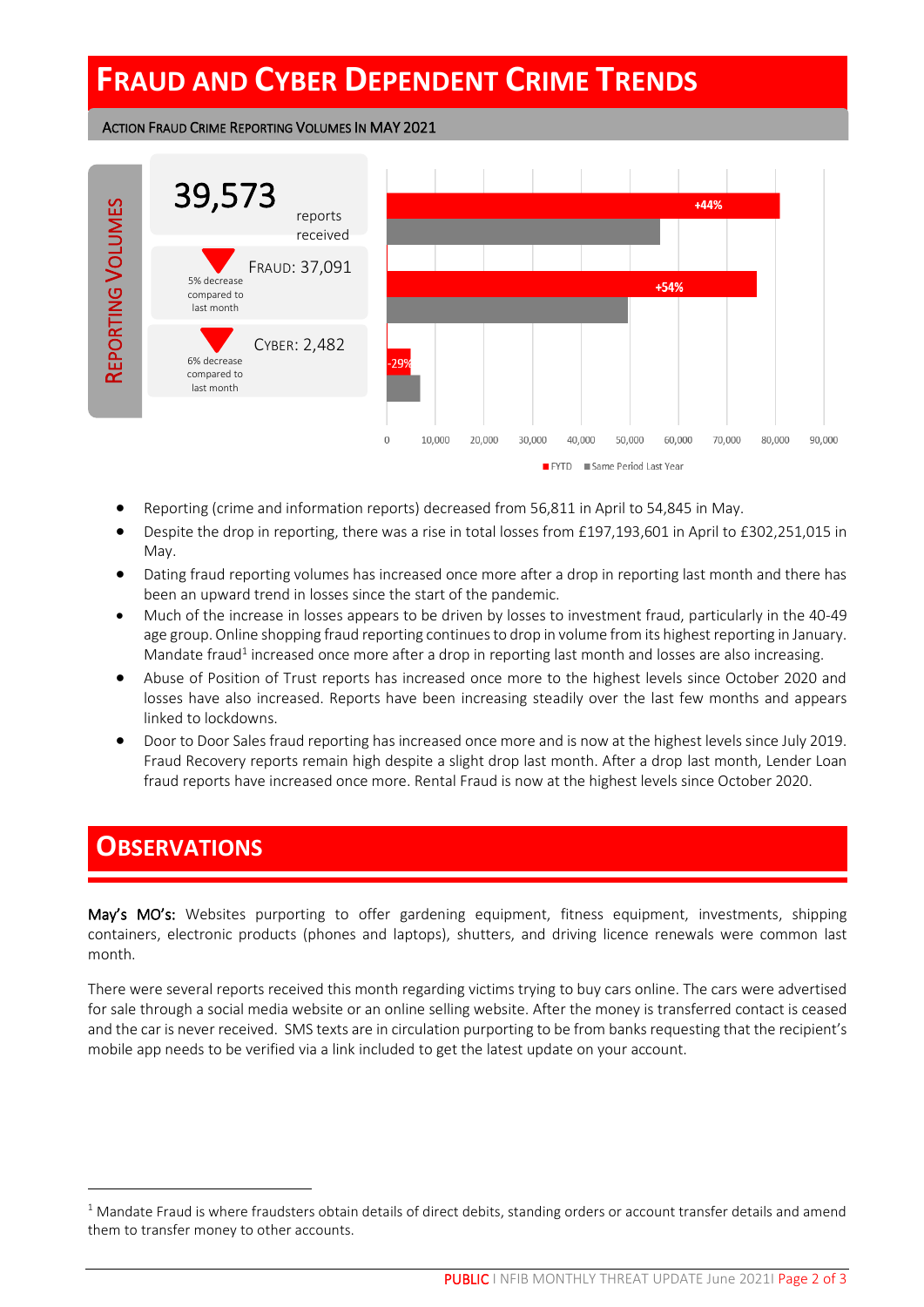# Fraud and Cyber Dependent Crime Trends

### Action Fraud Crime Reporting Volumes In MAY 2021

**Reporting Volumes**

39,573 reports received

Fraud: 37,091 — 5% decrease compared to last month

Cyber: 2,482 — 6% decrease compared to last month

+44%

+54%

-29%

0 10,000 20,000 30,000 40,000 50,000 60,000 70,000 80,000 90,000

FYTD ■ Same Period Last Year

- Reporting (crime and information reports) decreased from 56,811 in April to 54,845 in May.
- Despite the drop in reporting, there was a rise in total losses from £197,193,601 in April to £302,251,015 in May.
- Dating fraud reporting volumes has increased once more after a drop in reporting last month and there has been an upward trend in losses since the start of the pandemic.
- Much of the increase in losses appears to be driven by losses to investment fraud, particularly in the 40-49 age group. Online shopping fraud reporting continues to drop in volume from its highest reporting in January. Mandate fraud[1] increased once more after a drop in reporting last month and losses are also increasing.
- Abuse of Position of Trust reports has increased once more to the highest levels since October 2020 and losses have also increased. Reports have been increasing steadily over the last few months and appears linked to lockdowns.
- Door to Door Sales fraud reporting has increased once more and is now at the highest levels since July 2019. Fraud Recovery reports remain high despite a slight drop last month. After a drop last month, Lender Loan fraud reports have increased once more. Rental Fraud is now at the highest levels since October 2020.

# Observations

**May's MO's:** Websites purporting to offer gardening equipment, fitness equipment, investments, shipping containers, electronic products (phones and laptops), shutters, and driving licence renewals were common last month.

There were several reports received this month regarding victims trying to buy cars online. The cars were advertised for sale through a social media website or an online selling website. After the money is transferred contact is ceased and the car is never received. SMS texts are in circulation purporting to be from banks requesting that the recipient's mobile app needs to be verified via a link included to get the latest update on your account.

[1] Mandate Fraud is where fraudsters obtain details of direct debits, standing orders or account transfer details and amend them to transfer money to other accounts.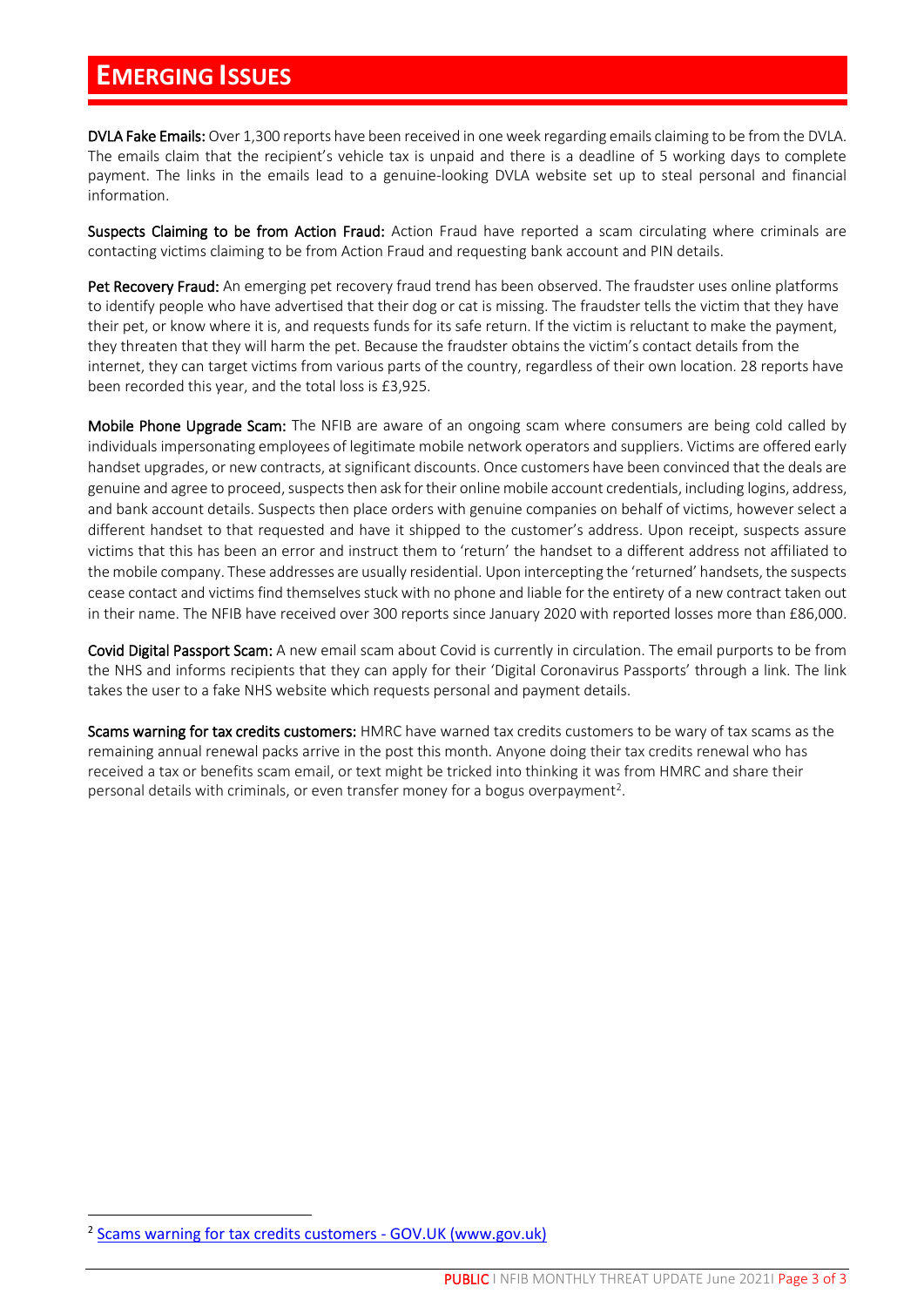# EMERGING ISSUES

**DVLA Fake Emails:** Over 1,300 reports have been received in one week regarding emails claiming to be from the DVLA. The emails claim that the recipient's vehicle tax is unpaid and there is a deadline of 5 working days to complete payment. The links in the emails lead to a genuine-looking DVLA website set up to steal personal and financial information.

**Suspects Claiming to be from Action Fraud:** Action Fraud have reported a scam circulating where criminals are contacting victims claiming to be from Action Fraud and requesting bank account and PIN details.

**Pet Recovery Fraud:** An emerging pet recovery fraud trend has been observed. The fraudster uses online platforms to identify people who have advertised that their dog or cat is missing. The fraudster tells the victim that they have their pet, or know where it is, and requests funds for its safe return. If the victim is reluctant to make the payment, they threaten that they will harm the pet. Because the fraudster obtains the victim's contact details from the internet, they can target victims from various parts of the country, regardless of their own location. 28 reports have been recorded this year, and the total loss is £3,925.

**Mobile Phone Upgrade Scam:** The NFIB are aware of an ongoing scam where consumers are being cold called by individuals impersonating employees of legitimate mobile network operators and suppliers. Victims are offered early handset upgrades, or new contracts, at significant discounts. Once customers have been convinced that the deals are genuine and agree to proceed, suspects then ask for their online mobile account credentials, including logins, address, and bank account details. Suspects then place orders with genuine companies on behalf of victims, however select a different handset to that requested and have it shipped to the customer's address. Upon receipt, suspects assure victims that this has been an error and instruct them to 'return' the handset to a different address not affiliated to the mobile company. These addresses are usually residential. Upon intercepting the 'returned' handsets, the suspects cease contact and victims find themselves stuck with no phone and liable for the entirety of a new contract taken out in their name. The NFIB have received over 300 reports since January 2020 with reported losses more than £86,000.

**Covid Digital Passport Scam:** A new email scam about Covid is currently in circulation. The email purports to be from the NHS and informs recipients that they can apply for their 'Digital Coronavirus Passports' through a link. The link takes the user to a fake NHS website which requests personal and payment details.

**Scams warning for tax credits customers:** HMRC have warned tax credits customers to be wary of tax scams as the remaining annual renewal packs arrive in the post this month. Anyone doing their tax credits renewal who has received a tax or benefits scam email, or text might be tricked into thinking it was from HMRC and share their personal details with criminals, or even transfer money for a bogus overpayment[2].

---

[2] Scams warning for tax credits customers - GOV.UK (www.gov.uk)